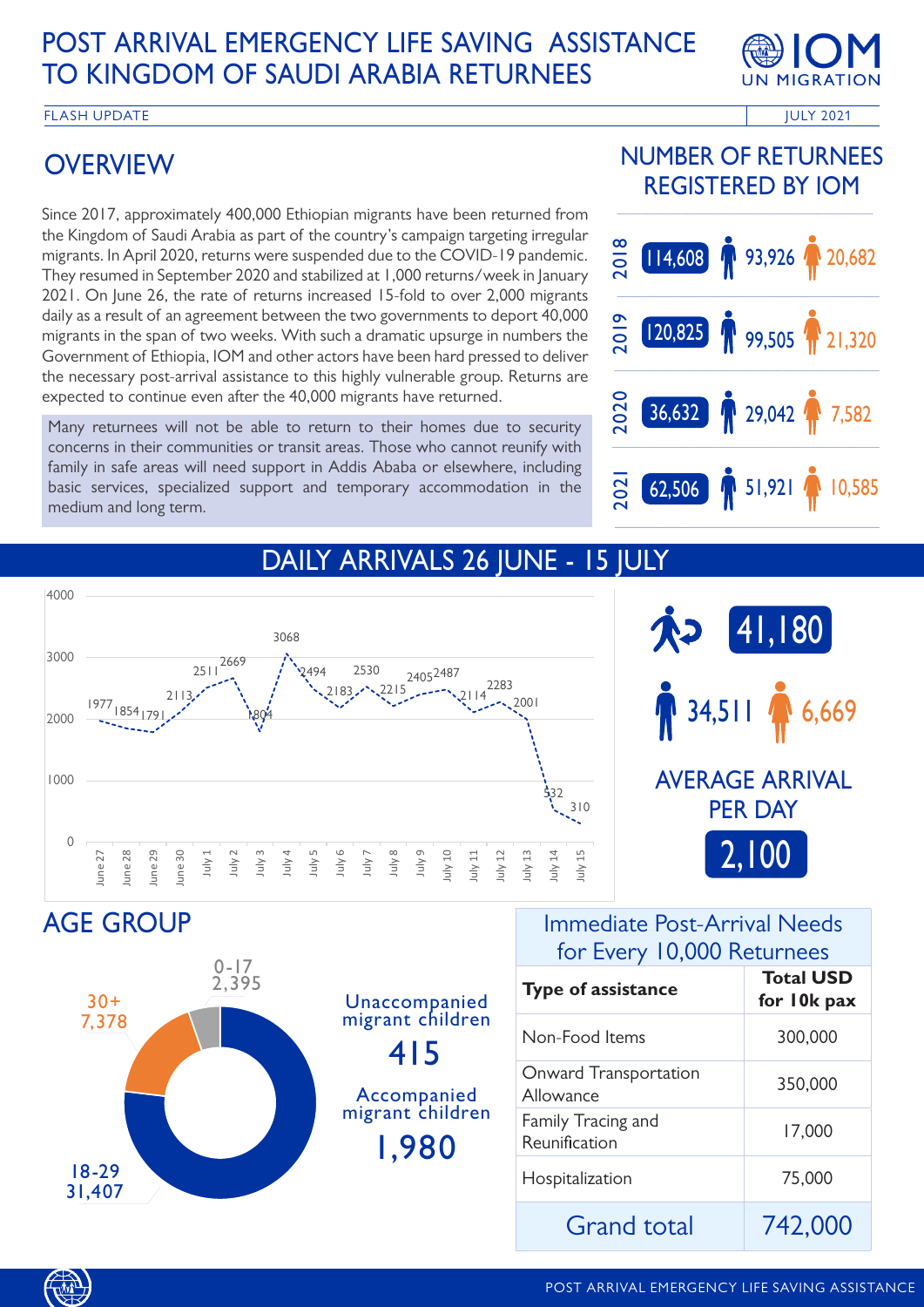# POST ARRIVAL EMERGENCY LIFE SAVING ASSISTANCE TO KINGDOM OF SAUDI ARABIA RETURNEES

FLASH UPDATE — JULY 2021

## OVERVIEW

Since 2017, approximately 400,000 Ethiopian migrants have been returned from the Kingdom of Saudi Arabia as part of the country's campaign targeting irregular migrants. In April 2020, returns were suspended due to the COVID-19 pandemic. They resumed in September 2020 and stabilized at 1,000 returns/week in January 2021. On June 26, the rate of returns increased 15-fold to over 2,000 migrants daily as a result of an agreement between the two governments to deport 40,000 migrants in the span of two weeks. With such a dramatic upsurge in numbers the Government of Ethiopia, IOM and other actors have been hard pressed to deliver the necessary post-arrival assistance to this highly vulnerable group. Returns are expected to continue even after the 40,000 migrants have returned.

Many returnees will not be able to return to their homes due to security concerns in their communities or transit areas. Those who cannot reunify with family in safe areas will need support in Addis Ababa or elsewhere, including basic services, specialized support and temporary accommodation in the medium and long term.

## NUMBER OF RETURNEES REGISTERED BY IOM

| Year | Total | Male | Female |
|---|---|---|---|
| 2018 | 114,608 | 93,926 | 20,682 |
| 2019 | 120,825 | 99,505 | 21,320 |
| 2020 | 36,632 | 29,042 | 7,582 |
| 2021 | 62,506 | 51,921 | 10,585 |

## DAILY ARRIVALS 26 JUNE - 15 JULY

| Date | Arrivals |
|---|---|
| June 27 | 1977 |
| June 28 | 1854 |
| June 29 | 1791 |
| June 30 | 2113 |
| July 1 | 2511 |
| July 2 | 2669 |
| July 3 | 1804 |
| July 4 | 3068 |
| July 5 | 2494 |
| July 6 | 2183 |
| July 7 | 2530 |
| July 8 | 2215 |
| July 9 | 2405 |
| July 10 | 2487 |
| July 11 | 2114 |
| July 12 | 2283 |
| July 13 | 2001 |
| July 14 | 532 |
| July 15 | 310 |

Total: 41,180 — Male: 34,511 — Female: 6,669

AVERAGE ARRIVAL PER DAY: 2,100

## AGE GROUP

- 0-17: 2,395
- 18-29: 31,407
- 30+: 7,378

Unaccompanied migrant children: 415

Accompanied migrant children: 1,980

## Immediate Post-Arrival Needs for Every 10,000 Returnees

| Type of assistance | Total USD for 10k pax |
|---|---|
| Non-Food Items | 300,000 |
| Onward Transportation Allowance | 350,000 |
| Family Tracing and Reunification | 17,000 |
| Hospitalization | 75,000 |
| **Grand total** | **742,000** |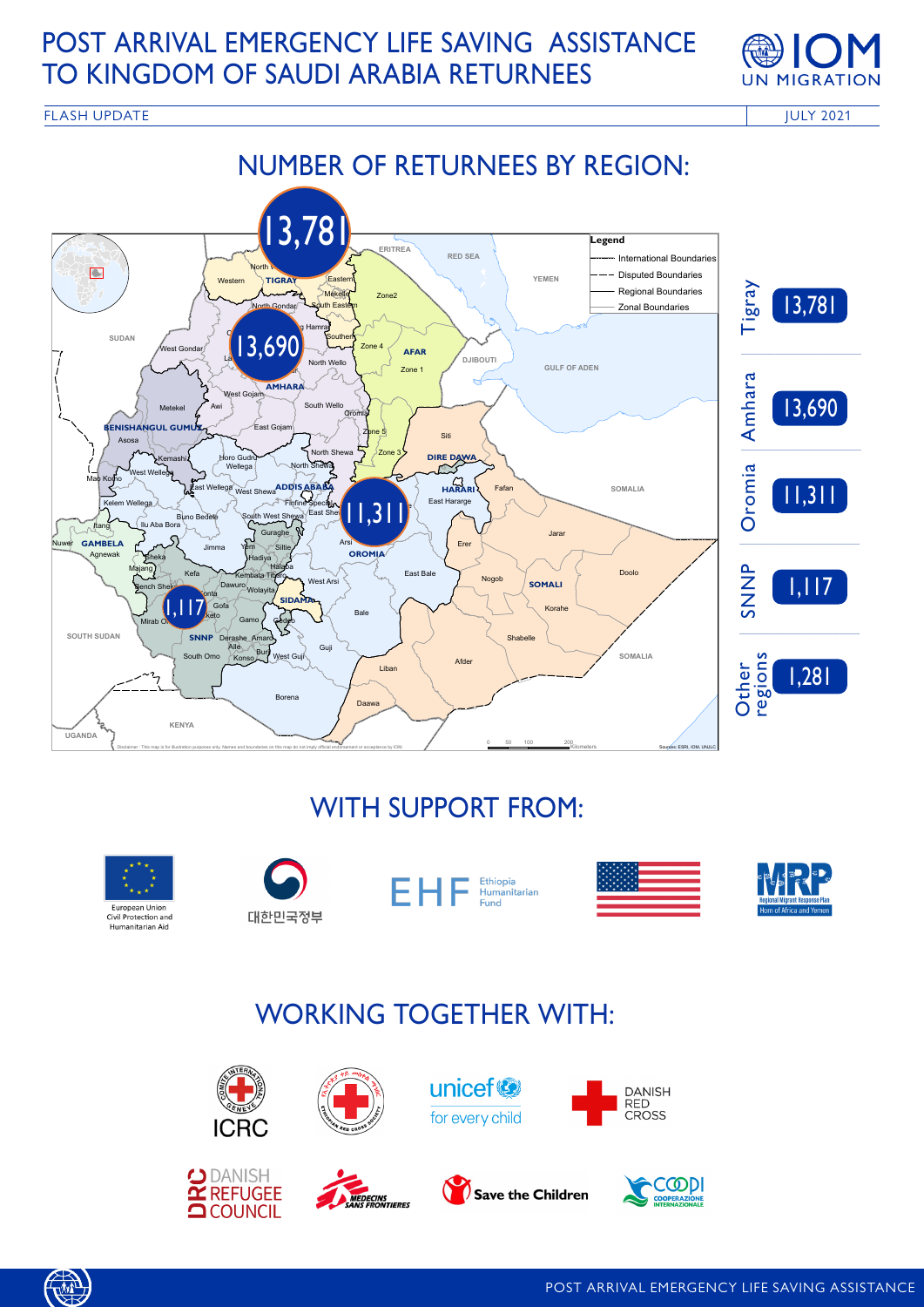# POST ARRIVAL EMERGENCY LIFE SAVING ASSISTANCE TO KINGDOM OF SAUDI ARABIA RETURNEES

FLASH UPDATE

JULY 2021

## NUMBER OF RETURNEES BY REGION:

Tigray 13,781

Amhara 13,690

Oromia 11,311

SNNP 1,117

Other regions 1,281

## WITH SUPPORT FROM:

European Union Civil Protection and Humanitarian Aid

대한민국정부

EHF Ethiopia Humanitarian Fund

MRP Regional Migrant Response Plan Horn of Africa and Yemen

## WORKING TOGETHER WITH:

ICRC

unicef for every child

DANISH RED CROSS

DRC DANISH REFUGEE COUNCIL

MEDECINS SANS FRONTIERES

Save the Children

COOPI COOPERAZIONE INTERNAZIONALE